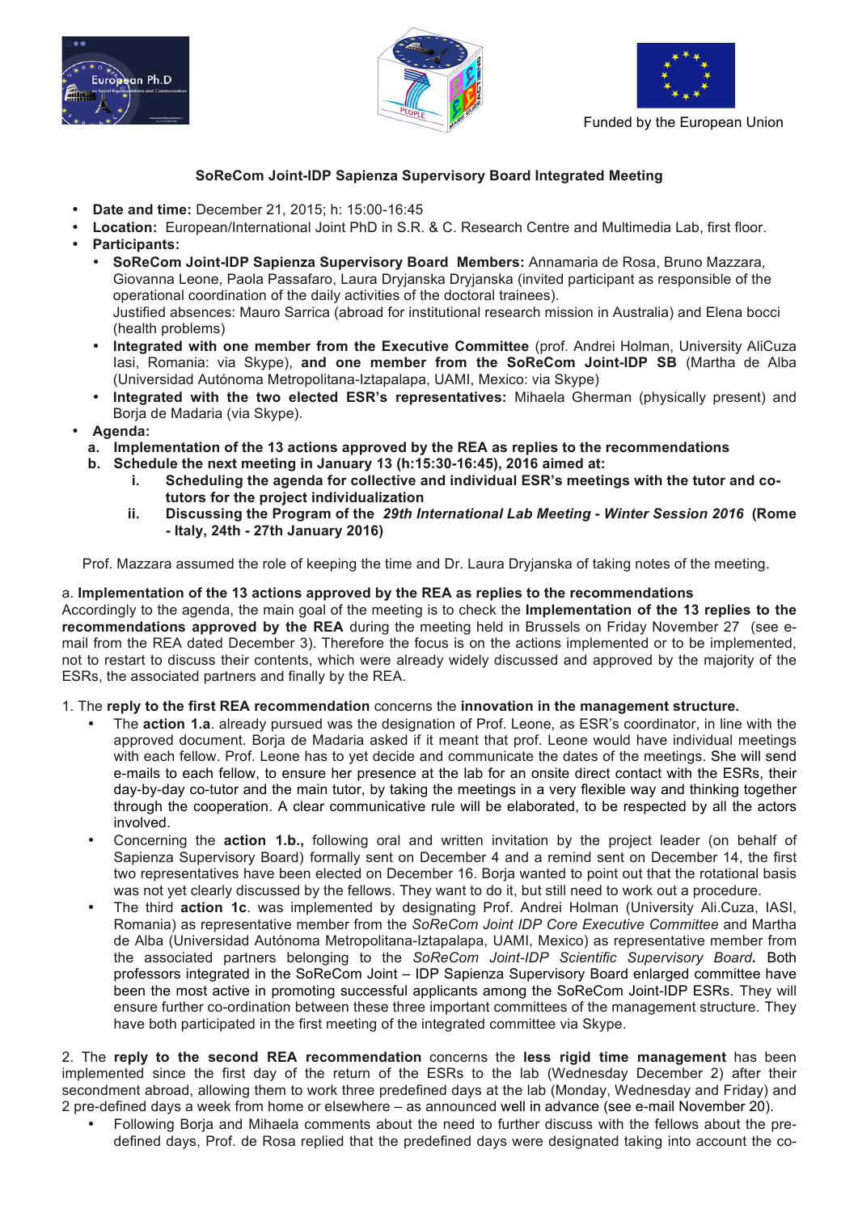Funded by the European Union

**SoReCom Joint-IDP Sapienza Supervisory Board Integrated Meeting**

- **Date and time:** December 21, 2015; h: 15:00-16:45
- **Location:** European/International Joint PhD in S.R. & C. Research Centre and Multimedia Lab, first floor.
- **Participants:**
  - **SoReCom Joint-IDP Sapienza Supervisory Board Members:** Annamaria de Rosa, Bruno Mazzara, Giovanna Leone, Paola Passafaro, Laura Dryjanska Dryjanska (invited participant as responsible of the operational coordination of the daily activities of the doctoral trainees).
    Justified absences: Mauro Sarrica (abroad for institutional research mission in Australia) and Elena bocci (health problems)
  - **Integrated with one member from the Executive Committee** (prof. Andrei Holman, University AliCuza Iasi, Romania: via Skype), **and one member from the SoReCom Joint-IDP SB** (Martha de Alba (Universidad Autónoma Metropolitana-Iztapalapa, UAMI, Mexico: via Skype)
  - **Integrated with the two elected ESR's representatives:** Mihaela Gherman (physically present) and Borja de Madaria (via Skype).
- **Agenda:**
  a. **Implementation of the 13 actions approved by the REA as replies to the recommendations**
  b. **Schedule the next meeting in January 13 (h:15:30-16:45), 2016 aimed at:**
     i. **Scheduling the agenda for collective and individual ESR's meetings with the tutor and co-tutors for the project individualization**
     ii. **Discussing the Program of the *29th International Lab Meeting - Winter Session 2016* (Rome - Italy, 24th - 27th January 2016)**

Prof. Mazzara assumed the role of keeping the time and Dr. Laura Dryjanska of taking notes of the meeting.

a. **Implementation of the 13 actions approved by the REA as replies to the recommendations**

Accordingly to the agenda, the main goal of the meeting is to check the **Implementation of the 13 replies to the recommendations approved by the REA** during the meeting held in Brussels on Friday November 27 (see e-mail from the REA dated December 3). Therefore the focus is on the actions implemented or to be implemented, not to restart to discuss their contents, which were already widely discussed and approved by the majority of the ESRs, the associated partners and finally by the REA.

1. The **reply to the first REA recommendation** concerns the **innovation in the management structure.**
   - The **action 1.a**. already pursued was the designation of Prof. Leone, as ESR's coordinator, in line with the approved document. Borja de Madaria asked if it meant that prof. Leone would have individual meetings with each fellow. Prof. Leone has to yet decide and communicate the dates of the meetings. She will send e-mails to each fellow, to ensure her presence at the lab for an onsite direct contact with the ESRs, their day-by-day co-tutor and the main tutor, by taking the meetings in a very flexible way and thinking together through the cooperation. A clear communicative rule will be elaborated, to be respected by all the actors involved.
   - Concerning the **action 1.b.,** following oral and written invitation by the project leader (on behalf of Sapienza Supervisory Board) formally sent on December 4 and a remind sent on December 14, the first two representatives have been elected on December 16. Borja wanted to point out that the rotational basis was not yet clearly discussed by the fellows. They want to do it, but still need to work out a procedure.
   - The third **action 1c**. was implemented by designating Prof. Andrei Holman (University Ali.Cuza, IASI, Romania) as representative member from the *SoReCom Joint IDP Core Executive Committee* and Martha de Alba (Universidad Autónoma Metropolitana-Iztapalapa, UAMI, Mexico) as representative member from the associated partners belonging to the *SoReCom Joint-IDP Scientific Supervisory Board*. Both professors integrated in the SoReCom Joint – IDP Sapienza Supervisory Board enlarged committee have been the most active in promoting successful applicants among the SoReCom Joint-IDP ESRs. They will ensure further co-ordination between these three important committees of the management structure. They have both participated in the first meeting of the integrated committee via Skype.

2. The **reply to the second REA recommendation** concerns the **less rigid time management** has been implemented since the first day of the return of the ESRs to the lab (Wednesday December 2) after their secondment abroad, allowing them to work three predefined days at the lab (Monday, Wednesday and Friday) and 2 pre-defined days a week from home or elsewhere – as announced well in advance (see e-mail November 20).
   - Following Borja and Mihaela comments about the need to further discuss with the fellows about the pre-defined days, Prof. de Rosa replied that the predefined days were designated taking into account the co-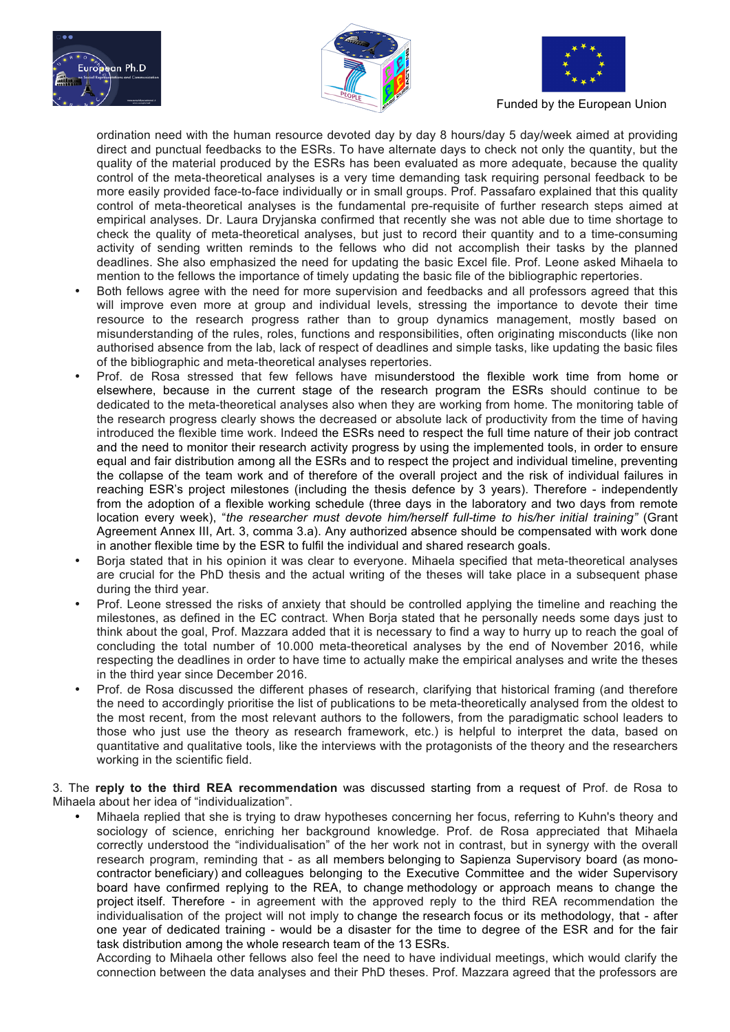ordination need with the human resource devoted day by day 8 hours/day 5 day/week aimed at providing direct and punctual feedbacks to the ESRs. To have alternate days to check not only the quantity, but the quality of the material produced by the ESRs has been evaluated as more adequate, because the quality control of the meta-theoretical analyses is a very time demanding task requiring personal feedback to be more easily provided face-to-face individually or in small groups. Prof. Passafaro explained that this quality control of meta-theoretical analyses is the fundamental pre-requisite of further research steps aimed at empirical analyses. Dr. Laura Dryjanska confirmed that recently she was not able due to time shortage to check the quality of meta-theoretical analyses, but just to record their quantity and to a time-consuming activity of sending written reminds to the fellows who did not accomplish their tasks by the planned deadlines. She also emphasized the need for updating the basic Excel file. Prof. Leone asked Mihaela to mention to the fellows the importance of timely updating the basic file of the bibliographic repertories.

- Both fellows agree with the need for more supervision and feedbacks and all professors agreed that this will improve even more at group and individual levels, stressing the importance to devote their time resource to the research progress rather than to group dynamics management, mostly based on misunderstanding of the rules, roles, functions and responsibilities, often originating misconducts (like non authorised absence from the lab, lack of respect of deadlines and simple tasks, like updating the basic files of the bibliographic and meta-theoretical analyses repertories.
- Prof. de Rosa stressed that few fellows have misunderstood the flexible work time from home or elsewhere, because in the current stage of the research program the ESRs should continue to be dedicated to the meta-theoretical analyses also when they are working from home. The monitoring table of the research progress clearly shows the decreased or absolute lack of productivity from the time of having introduced the flexible time work. Indeed the ESRs need to respect the full time nature of their job contract and the need to monitor their research activity progress by using the implemented tools, in order to ensure equal and fair distribution among all the ESRs and to respect the project and individual timeline, preventing the collapse of the team work and of therefore of the overall project and the risk of individual failures in reaching ESR's project milestones (including the thesis defence by 3 years). Therefore - independently from the adoption of a flexible working schedule (three days in the laboratory and two days from remote location every week), "*the researcher must devote him/herself full-time to his/her initial training*" (Grant Agreement Annex III, Art. 3, comma 3.a). Any authorized absence should be compensated with work done in another flexible time by the ESR to fulfil the individual and shared research goals.
- Borja stated that in his opinion it was clear to everyone. Mihaela specified that meta-theoretical analyses are crucial for the PhD thesis and the actual writing of the theses will take place in a subsequent phase during the third year.
- Prof. Leone stressed the risks of anxiety that should be controlled applying the timeline and reaching the milestones, as defined in the EC contract. When Borja stated that he personally needs some days just to think about the goal, Prof. Mazzara added that it is necessary to find a way to hurry up to reach the goal of concluding the total number of 10.000 meta-theoretical analyses by the end of November 2016, while respecting the deadlines in order to have time to actually make the empirical analyses and write the theses in the third year since December 2016.
- Prof. de Rosa discussed the different phases of research, clarifying that historical framing (and therefore the need to accordingly prioritise the list of publications to be meta-theoretically analysed from the oldest to the most recent, from the most relevant authors to the followers, from the paradigmatic school leaders to those who just use the theory as research framework, etc.) is helpful to interpret the data, based on quantitative and qualitative tools, like the interviews with the protagonists of the theory and the researchers working in the scientific field.

3. The **reply to the third REA recommendation** was discussed starting from a request of Prof. de Rosa to Mihaela about her idea of "individualization".

- Mihaela replied that she is trying to draw hypotheses concerning her focus, referring to Kuhn's theory and sociology of science, enriching her background knowledge. Prof. de Rosa appreciated that Mihaela correctly understood the "individualisation" of the her work not in contrast, but in synergy with the overall research program, reminding that - as all members belonging to Sapienza Supervisory board (as mono-contractor beneficiary) and colleagues belonging to the Executive Committee and the wider Supervisory board have confirmed replying to the REA, to change methodology or approach means to change the project itself. Therefore - in agreement with the approved reply to the third REA recommendation the individualisation of the project will not imply to change the research focus or its methodology, that - after one year of dedicated training - would be a disaster for the time to degree of the ESR and for the fair task distribution among the whole research team of the 13 ESRs.

  According to Mihaela other fellows also feel the need to have individual meetings, which would clarify the connection between the data analyses and their PhD theses. Prof. Mazzara agreed that the professors are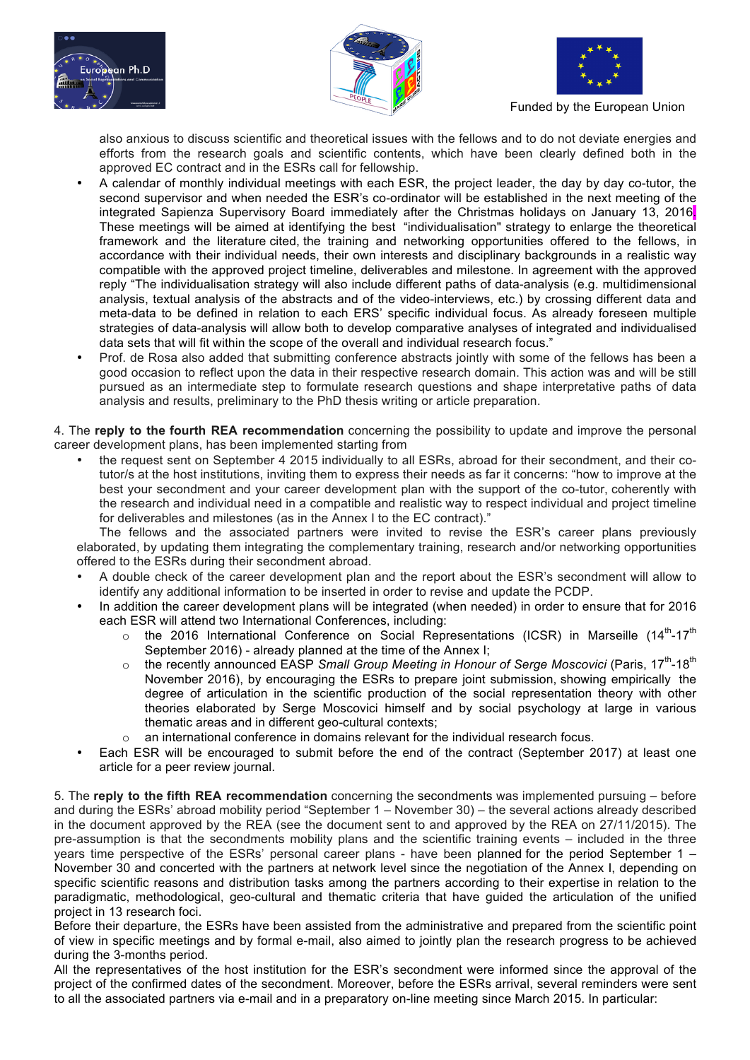also anxious to discuss scientific and theoretical issues with the fellows and to do not deviate energies and efforts from the research goals and scientific contents, which have been clearly defined both in the approved EC contract and in the ESRs call for fellowship.

- A calendar of monthly individual meetings with each ESR, the project leader, the day by day co-tutor, the second supervisor and when needed the ESR's co-ordinator will be established in the next meeting of the integrated Sapienza Supervisory Board immediately after the Christmas holidays on January 13, 2016. These meetings will be aimed at identifying the best "individualisation" strategy to enlarge the theoretical framework and the literature cited, the training and networking opportunities offered to the fellows, in accordance with their individual needs, their own interests and disciplinary backgrounds in a realistic way compatible with the approved project timeline, deliverables and milestone. In agreement with the approved reply "The individualisation strategy will also include different paths of data-analysis (e.g. multidimensional analysis, textual analysis of the abstracts and of the video-interviews, etc.) by crossing different data and meta-data to be defined in relation to each ERS' specific individual focus. As already foreseen multiple strategies of data-analysis will allow both to develop comparative analyses of integrated and individualised data sets that will fit within the scope of the overall and individual research focus."
- Prof. de Rosa also added that submitting conference abstracts jointly with some of the fellows has been a good occasion to reflect upon the data in their respective research domain. This action was and will be still pursued as an intermediate step to formulate research questions and shape interpretative paths of data analysis and results, preliminary to the PhD thesis writing or article preparation.

4. The **reply to the fourth REA recommendation** concerning the possibility to update and improve the personal career development plans, has been implemented starting from

- the request sent on September 4 2015 individually to all ESRs, abroad for their secondment, and their co-tutor/s at the host institutions, inviting them to express their needs as far it concerns: "how to improve at the best your secondment and your career development plan with the support of the co-tutor, coherently with the research and individual need in a compatible and realistic way to respect individual and project timeline for deliverables and milestones (as in the Annex I to the EC contract)."

  The fellows and the associated partners were invited to revise the ESR's career plans previously elaborated, by updating them integrating the complementary training, research and/or networking opportunities offered to the ESRs during their secondment abroad.
- A double check of the career development plan and the report about the ESR's secondment will allow to identify any additional information to be inserted in order to revise and update the PCDP.
- In addition the career development plans will be integrated (when needed) in order to ensure that for 2016 each ESR will attend two International Conferences, including:
  - the 2016 International Conference on Social Representations (ICSR) in Marseille (14th-17th September 2016) - already planned at the time of the Annex I;
  - the recently announced EASP *Small Group Meeting in Honour of Serge Moscovici* (Paris, 17th-18th November 2016), by encouraging the ESRs to prepare joint submission, showing empirically the degree of articulation in the scientific production of the social representation theory with other theories elaborated by Serge Moscovici himself and by social psychology at large in various thematic areas and in different geo-cultural contexts;
  - an international conference in domains relevant for the individual research focus.
- Each ESR will be encouraged to submit before the end of the contract (September 2017) at least one article for a peer review journal.

5. The **reply to the fifth REA recommendation** concerning the secondments was implemented pursuing – before and during the ESRs' abroad mobility period "September 1 – November 30) – the several actions already described in the document approved by the REA (see the document sent to and approved by the REA on 27/11/2015). The pre-assumption is that the secondments mobility plans and the scientific training events – included in the three years time perspective of the ESRs' personal career plans - have been planned for the period September 1 – November 30 and concerted with the partners at network level since the negotiation of the Annex I, depending on specific scientific reasons and distribution tasks among the partners according to their expertise in relation to the paradigmatic, methodological, geo-cultural and thematic criteria that have guided the articulation of the unified project in 13 research foci.

Before their departure, the ESRs have been assisted from the administrative and prepared from the scientific point of view in specific meetings and by formal e-mail, also aimed to jointly plan the research progress to be achieved during the 3-months period.

All the representatives of the host institution for the ESR's secondment were informed since the approval of the project of the confirmed dates of the secondment. Moreover, before the ESRs arrival, several reminders were sent to all the associated partners via e-mail and in a preparatory on-line meeting since March 2015. In particular: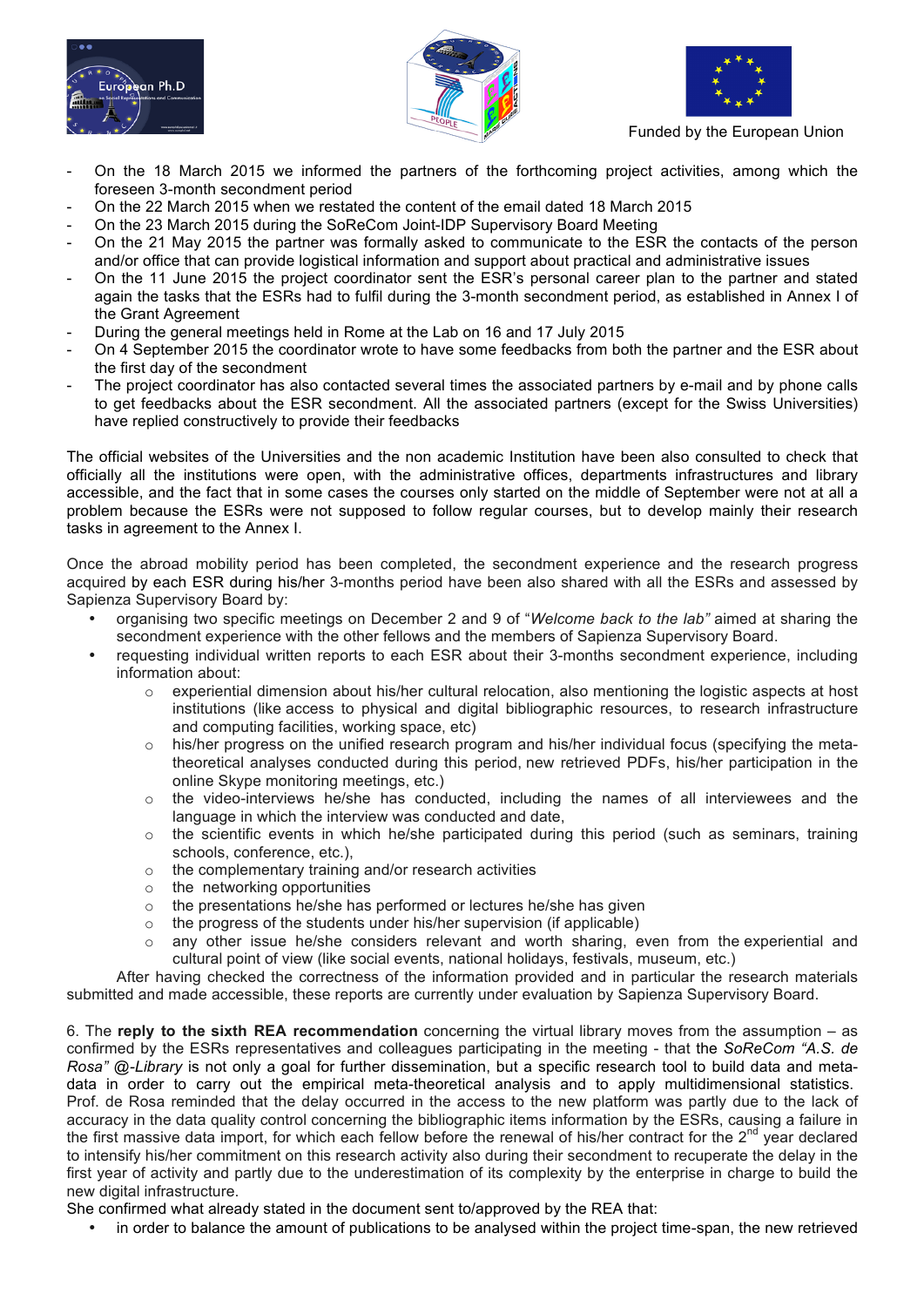- On the 18 March 2015 we informed the partners of the forthcoming project activities, among which the foreseen 3-month secondment period
- On the 22 March 2015 when we restated the content of the email dated 18 March 2015
- On the 23 March 2015 during the SoReCom Joint-IDP Supervisory Board Meeting
- On the 21 May 2015 the partner was formally asked to communicate to the ESR the contacts of the person and/or office that can provide logistical information and support about practical and administrative issues
- On the 11 June 2015 the project coordinator sent the ESR's personal career plan to the partner and stated again the tasks that the ESRs had to fulfil during the 3-month secondment period, as established in Annex I of the Grant Agreement
- During the general meetings held in Rome at the Lab on 16 and 17 July 2015
- On 4 September 2015 the coordinator wrote to have some feedbacks from both the partner and the ESR about the first day of the secondment
- The project coordinator has also contacted several times the associated partners by e-mail and by phone calls to get feedbacks about the ESR secondment. All the associated partners (except for the Swiss Universities) have replied constructively to provide their feedbacks

The official websites of the Universities and the non academic Institution have been also consulted to check that officially all the institutions were open, with the administrative offices, departments infrastructures and library accessible, and the fact that in some cases the courses only started on the middle of September were not at all a problem because the ESRs were not supposed to follow regular courses, but to develop mainly their research tasks in agreement to the Annex I.

Once the abroad mobility period has been completed, the secondment experience and the research progress acquired by each ESR during his/her 3-months period have been also shared with all the ESRs and assessed by Sapienza Supervisory Board by:

- organising two specific meetings on December 2 and 9 of "*Welcome back to the lab*" aimed at sharing the secondment experience with the other fellows and the members of Sapienza Supervisory Board.
- requesting individual written reports to each ESR about their 3-months secondment experience, including information about:
  - experiential dimension about his/her cultural relocation, also mentioning the logistic aspects at host institutions (like access to physical and digital bibliographic resources, to research infrastructure and computing facilities, working space, etc)
  - his/her progress on the unified research program and his/her individual focus (specifying the meta-theoretical analyses conducted during this period, new retrieved PDFs, his/her participation in the online Skype monitoring meetings, etc.)
  - the video-interviews he/she has conducted, including the names of all interviewees and the language in which the interview was conducted and date,
  - the scientific events in which he/she participated during this period (such as seminars, training schools, conference, etc.),
  - the complementary training and/or research activities
  - the networking opportunities
  - the presentations he/she has performed or lectures he/she has given
  - the progress of the students under his/her supervision (if applicable)
  - any other issue he/she considers relevant and worth sharing, even from the experiential and cultural point of view (like social events, national holidays, festivals, museum, etc.)

After having checked the correctness of the information provided and in particular the research materials submitted and made accessible, these reports are currently under evaluation by Sapienza Supervisory Board.

6. The **reply to the sixth REA recommendation** concerning the virtual library moves from the assumption – as confirmed by the ESRs representatives and colleagues participating in the meeting - that the *SoReCom "A.S. de Rosa" @-Library* is not only a goal for further dissemination, but a specific research tool to build data and meta-data in order to carry out the empirical meta-theoretical analysis and to apply multidimensional statistics. Prof. de Rosa reminded that the delay occurred in the access to the new platform was partly due to the lack of accuracy in the data quality control concerning the bibliographic items information by the ESRs, causing a failure in the first massive data import, for which each fellow before the renewal of his/her contract for the 2nd year declared to intensify his/her commitment on this research activity also during their secondment to recuperate the delay in the first year of activity and partly due to the underestimation of its complexity by the enterprise in charge to build the new digital infrastructure.

She confirmed what already stated in the document sent to/approved by the REA that:

- in order to balance the amount of publications to be analysed within the project time-span, the new retrieved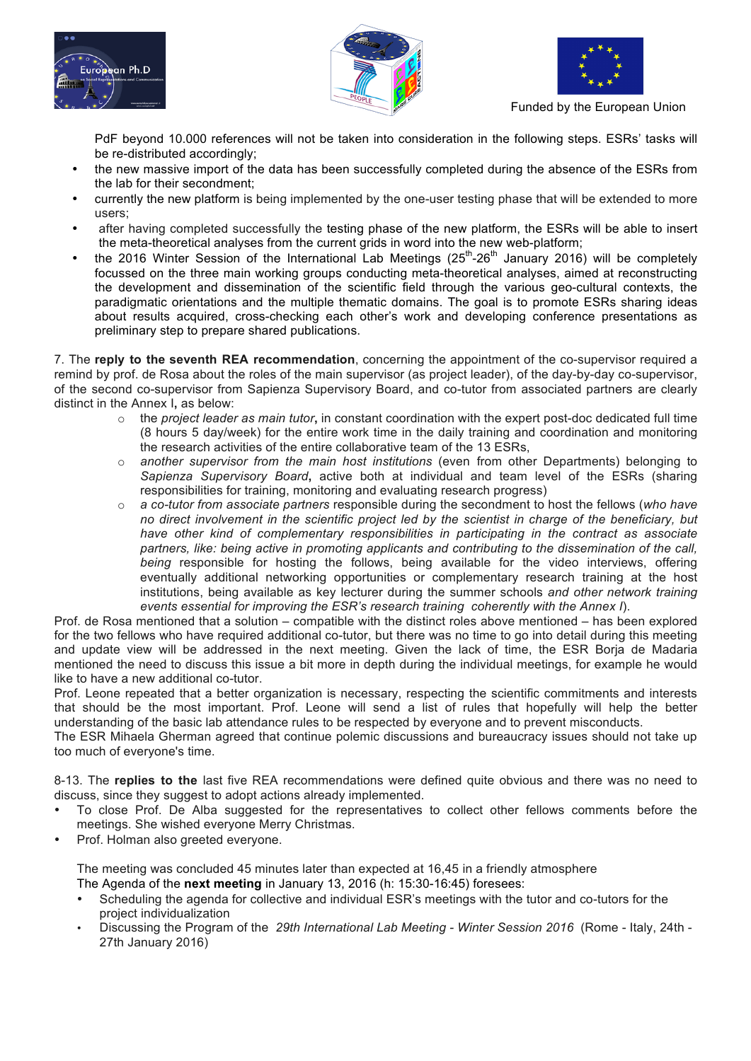PdF beyond 10.000 references will not be taken into consideration in the following steps. ESRs' tasks will be re-distributed accordingly;

- the new massive import of the data has been successfully completed during the absence of the ESRs from the lab for their secondment;
- currently the new platform is being implemented by the one-user testing phase that will be extended to more users;
- after having completed successfully the testing phase of the new platform, the ESRs will be able to insert the meta-theoretical analyses from the current grids in word into the new web-platform;
- the 2016 Winter Session of the International Lab Meetings (25th-26th January 2016) will be completely focussed on the three main working groups conducting meta-theoretical analyses, aimed at reconstructing the development and dissemination of the scientific field through the various geo-cultural contexts, the paradigmatic orientations and the multiple thematic domains. The goal is to promote ESRs sharing ideas about results acquired, cross-checking each other's work and developing conference presentations as preliminary step to prepare shared publications.

7. The **reply to the seventh REA recommendation**, concerning the appointment of the co-supervisor required a remind by prof. de Rosa about the roles of the main supervisor (as project leader), of the day-by-day co-supervisor, of the second co-supervisor from Sapienza Supervisory Board, and co-tutor from associated partners are clearly distinct in the Annex I**,** as below:

- the *project leader as main tutor***,** in constant coordination with the expert post-doc dedicated full time (8 hours 5 day/week) for the entire work time in the daily training and coordination and monitoring the research activities of the entire collaborative team of the 13 ESRs,
- *another supervisor from the main host institutions* (even from other Departments) belonging to *Sapienza Supervisory Board***,** active both at individual and team level of the ESRs (sharing responsibilities for training, monitoring and evaluating research progress)
- *a co-tutor from associate partners* responsible during the secondment to host the fellows (*who have no direct involvement in the scientific project led by the scientist in charge of the beneficiary, but have other kind of complementary responsibilities in participating in the contract as associate partners, like: being active in promoting applicants and contributing to the dissemination of the call, being* responsible for hosting the follows, being available for the video interviews, offering eventually additional networking opportunities or complementary research training at the host institutions, being available as key lecturer during the summer schools *and other network training events essential for improving the ESR's research training coherently with the Annex I*).

Prof. de Rosa mentioned that a solution – compatible with the distinct roles above mentioned – has been explored for the two fellows who have required additional co-tutor, but there was no time to go into detail during this meeting and update view will be addressed in the next meeting. Given the lack of time, the ESR Borja de Madaria mentioned the need to discuss this issue a bit more in depth during the individual meetings, for example he would like to have a new additional co-tutor.

Prof. Leone repeated that a better organization is necessary, respecting the scientific commitments and interests that should be the most important. Prof. Leone will send a list of rules that hopefully will help the better understanding of the basic lab attendance rules to be respected by everyone and to prevent misconducts.

The ESR Mihaela Gherman agreed that continue polemic discussions and bureaucracy issues should not take up too much of everyone's time.

8-13. The **replies to the** last five REA recommendations were defined quite obvious and there was no need to discuss, since they suggest to adopt actions already implemented.

- To close Prof. De Alba suggested for the representatives to collect other fellows comments before the meetings. She wished everyone Merry Christmas.
- Prof. Holman also greeted everyone.

The meeting was concluded 45 minutes later than expected at 16,45 in a friendly atmosphere

The Agenda of the **next meeting** in January 13, 2016 (h: 15:30-16:45) foresees:

- Scheduling the agenda for collective and individual ESR's meetings with the tutor and co-tutors for the project individualization
- Discussing the Program of the *29th International Lab Meeting - Winter Session 2016* (Rome - Italy, 24th - 27th January 2016)